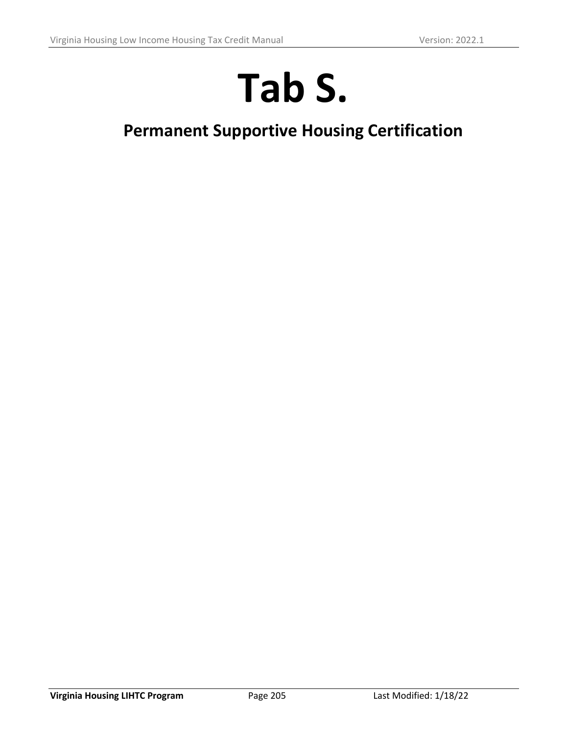# Tab S.

## Permanent Supportive Housing Certification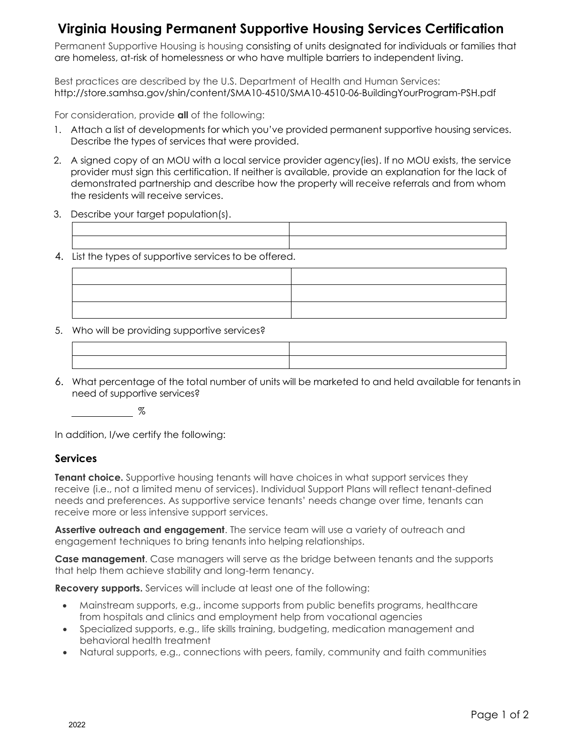# Virginia Housing Permanent Supportive Housing Services Certification

Permanent Supportive Housing is housing consisting of units designated for individuals or families that are homeless, at-risk of homelessness or who have multiple barriers to independent living.

Best practices are described by the U.S. Department of Health and Human Services: http://store.samhsa.gov/shin/content/SMA10-4510/SMA10-4510-06-BuildingYourProgram-PSH.pdf

For consideration, provide **all** of the following:

1. Attach a list of developments for which you've provided permanent supportive housing services. Describe the types of services that were provided.
2. A signed copy of an MOU with a local service provider agency(ies). If no MOU exists, the service provider must sign this certification. If neither is available, provide an explanation for the lack of demonstrated partnership and describe how the property will receive referrals and from whom the residents will receive services.
3. Describe your target population(s).

| | |
|---|---|
| | |
| | |

4. List the types of supportive services to be offered.

| | |
|---|---|
| | |
| | |
| | |

5. Who will be providing supportive services?

| | |
|---|---|
| | |
| | |

6. What percentage of the total number of units will be marketed to and held available for tenants in need of supportive services?

    ____________ %

In addition, I/we certify the following:

## Services

**Tenant choice.** Supportive housing tenants will have choices in what support services they receive (i.e., not a limited menu of services). Individual Support Plans will reflect tenant-defined needs and preferences. As supportive service tenants' needs change over time, tenants can receive more or less intensive support services.

**Assertive outreach and engagement**. The service team will use a variety of outreach and engagement techniques to bring tenants into helping relationships.

**Case management**. Case managers will serve as the bridge between tenants and the supports that help them achieve stability and long-term tenancy.

**Recovery supports.** Services will include at least one of the following:

- Mainstream supports, e.g., income supports from public benefits programs, healthcare from hospitals and clinics and employment help from vocational agencies
- Specialized supports, e.g., life skills training, budgeting, medication management and behavioral health treatment
- Natural supports, e.g., connections with peers, family, community and faith communities

2022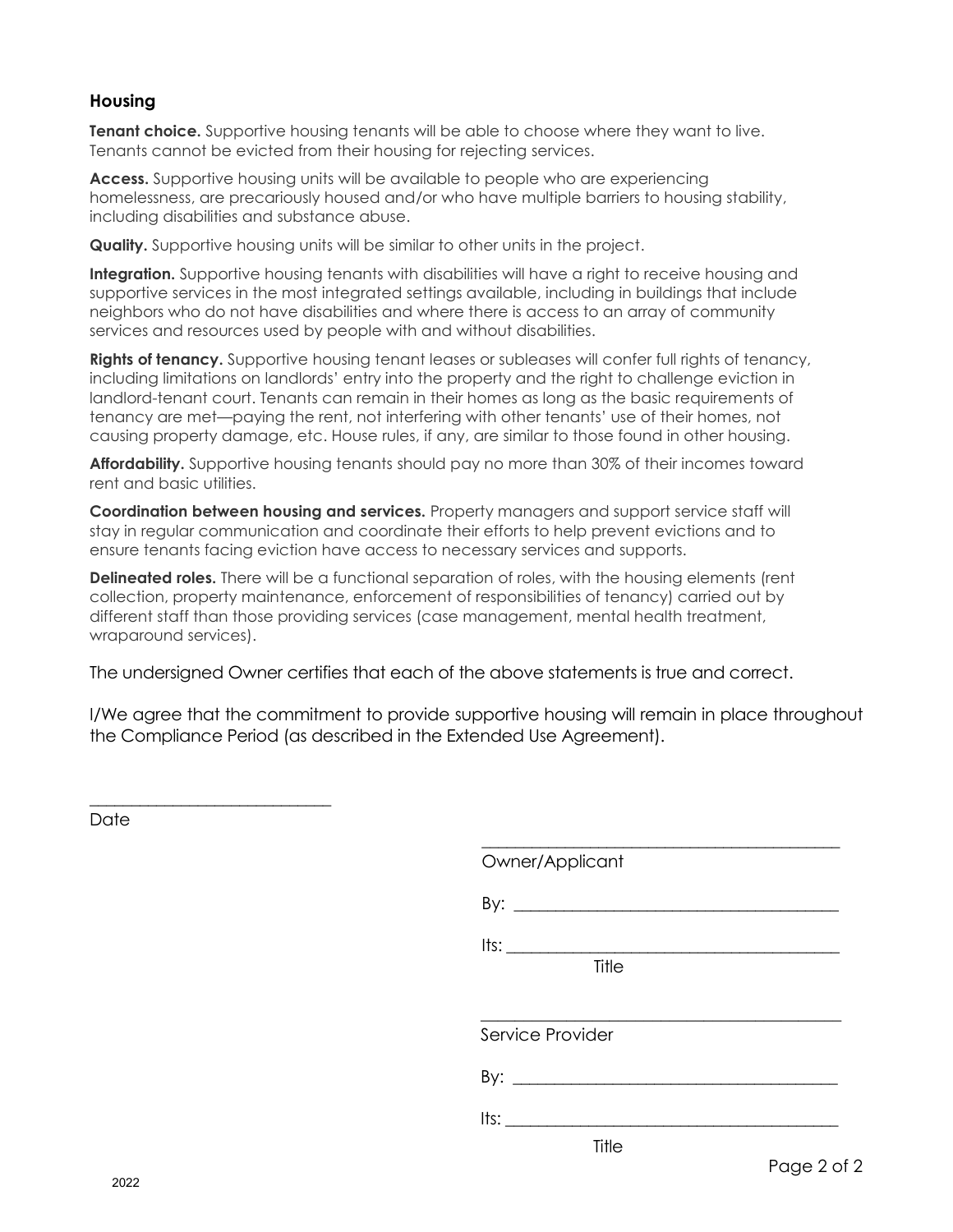### Housing

**Tenant choice.** Supportive housing tenants will be able to choose where they want to live. Tenants cannot be evicted from their housing for rejecting services.

**Access.** Supportive housing units will be available to people who are experiencing homelessness, are precariously housed and/or who have multiple barriers to housing stability, including disabilities and substance abuse.

**Quality.** Supportive housing units will be similar to other units in the project.

**Integration.** Supportive housing tenants with disabilities will have a right to receive housing and supportive services in the most integrated settings available, including in buildings that include neighbors who do not have disabilities and where there is access to an array of community services and resources used by people with and without disabilities.

**Rights of tenancy.** Supportive housing tenant leases or subleases will confer full rights of tenancy, including limitations on landlords' entry into the property and the right to challenge eviction in landlord-tenant court. Tenants can remain in their homes as long as the basic requirements of tenancy are met—paying the rent, not interfering with other tenants' use of their homes, not causing property damage, etc. House rules, if any, are similar to those found in other housing.

**Affordability.** Supportive housing tenants should pay no more than 30% of their incomes toward rent and basic utilities.

**Coordination between housing and services.** Property managers and support service staff will stay in regular communication and coordinate their efforts to help prevent evictions and to ensure tenants facing eviction have access to necessary services and supports.

**Delineated roles.** There will be a functional separation of roles, with the housing elements (rent collection, property maintenance, enforcement of responsibilities of tenancy) carried out by different staff than those providing services (case management, mental health treatment, wraparound services).

The undersigned Owner certifies that each of the above statements is true and correct.

I/We agree that the commitment to provide supportive housing will remain in place throughout the Compliance Period (as described in the Extended Use Agreement).

_____________________________
Date

_____________________________________________
Owner/Applicant

By: _______________________________________

Its: _______________________________________
Title

_____________________________________________
Service Provider

By: _______________________________________

Its: _______________________________________
Title

2022